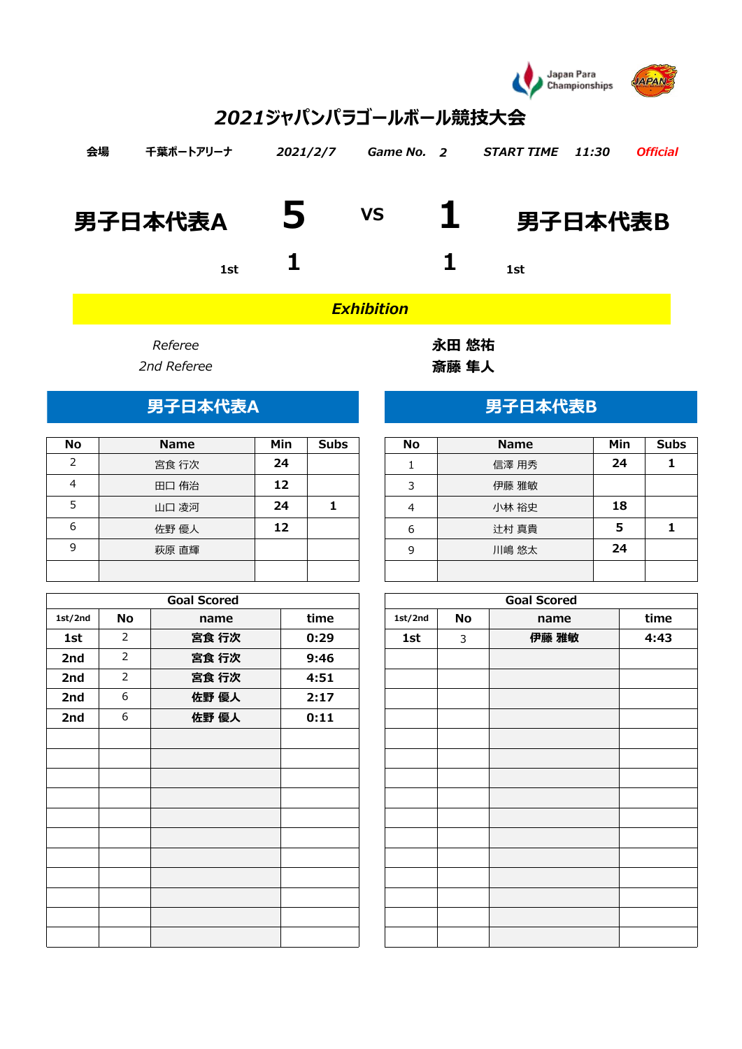Japan Para Championships

# 2021ジャパンパラゴールボール競技大会

| 会場 | 千葉ポートアリーナ | 2021/2/7 | Game No. 2 | START TIME | 11:30 | Official |
|---|---|---|---|---|---|---|

| 男子日本代表A | 5 | VS | 1 | 男子日本代表B |
|---|---|---|---|---|
| 1st | 1 | | 1 | 1st |

***Exhibition***

| | |
|---|---|
| *Referee* | **永田 悠祐** |
| *2nd Referee* | **斎藤 隼人** |

## 男子日本代表A

| No | Name | Min | Subs |
|---|---|---|---|
| 2 | 宮食 行次 | 24 | |
| 4 | 田口 侑治 | 12 | |
| 5 | 山口 凌河 | 24 | 1 |
| 6 | 佐野 優人 | 12 | |
| 9 | 萩原 直輝 | | |
| | | | |

| Goal Scored | | | |
|---|---|---|---|
| 1st/2nd | No | name | time |
| 1st | 2 | 宮食 行次 | 0:29 |
| 2nd | 2 | 宮食 行次 | 9:46 |
| 2nd | 2 | 宮食 行次 | 4:51 |
| 2nd | 6 | 佐野 優人 | 2:17 |
| 2nd | 6 | 佐野 優人 | 0:11 |

## 男子日本代表B

| No | Name | Min | Subs |
|---|---|---|---|
| 1 | 信澤 用秀 | 24 | 1 |
| 3 | 伊藤 雅敏 | | |
| 4 | 小林 裕史 | 18 | |
| 6 | 辻村 真貴 | 5 | 1 |
| 9 | 川嶋 悠太 | 24 | |
| | | | |

| Goal Scored | | | |
|---|---|---|---|
| 1st/2nd | No | name | time |
| 1st | 3 | 伊藤 雅敏 | 4:43 |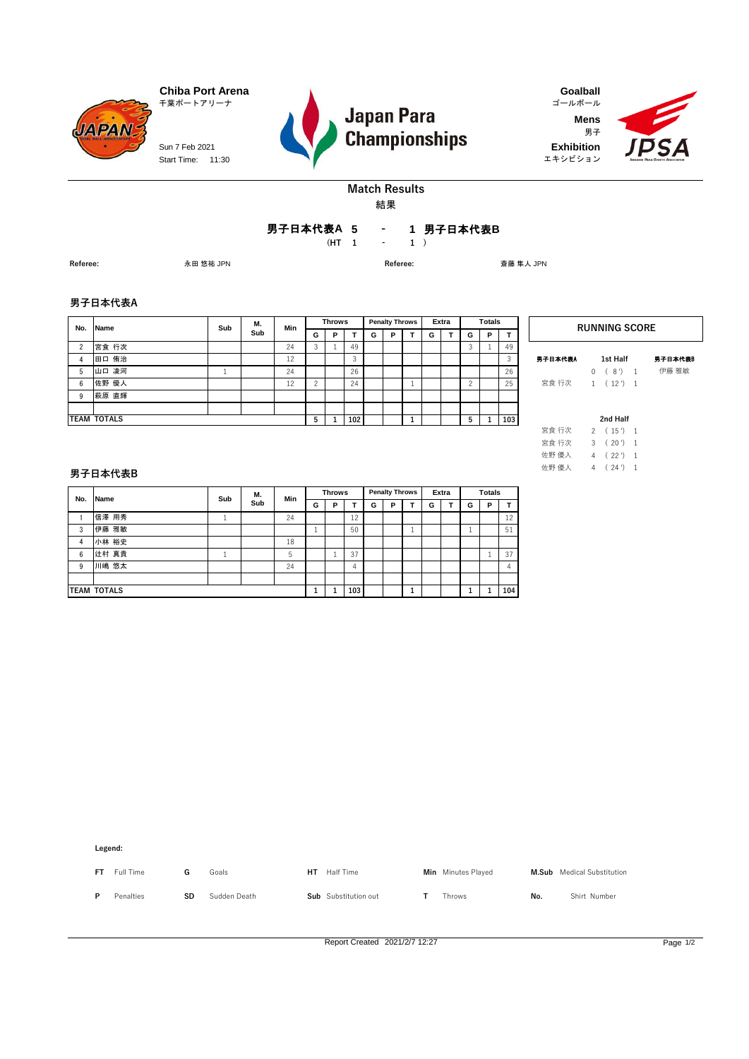**Chiba Port Arena**
千葉ポートアリーナ

Sun 7 Feb 2021
Start Time: 11:30

**Japan Para Championships**

**Goalball**
ゴールボール
**Mens**
男子
**Exhibition**
エキシビション

## Match Results
結果

**男子日本代表A 5 - 1 男子日本代表B**
(HT 1 - 1 )

**Referee:** 永田 悠祐 JPN　　**Referee:** 斎藤 隼人 JPN

### 男子日本代表A

| No. | Name | Sub | M. Sub | Min | Throws G | Throws P | Throws T | Penalty Throws G | Penalty Throws P | Penalty Throws T | Extra G | Extra T | Totals G | Totals P | Totals T |
|---|---|---|---|---|---|---|---|---|---|---|---|---|---|---|---|
| 2 | 宮食 行次 | | | 24 | 3 | 1 | 49 | | | | | | 3 | 1 | 49 |
| 4 | 田口 侑治 | | | 12 | | | 3 | | | | | | | | 3 |
| 5 | 山口 凌河 | 1 | | 24 | | | 26 | | | | | | | | 26 |
| 6 | 佐野 優人 | | | 12 | 2 | | 24 | | | 1 | | | 2 | | 25 |
| 9 | 萩原 直輝 | | | | | | | | | | | | | | |
| | | | | | | | | | | | | | | | |
| TEAM TOTALS | | | | | 5 | 1 | 102 | | | 1 | | | 5 | 1 | 103 |

### 男子日本代表B

| No. | Name | Sub | M. Sub | Min | Throws G | Throws P | Throws T | Penalty Throws G | Penalty Throws P | Penalty Throws T | Extra G | Extra T | Totals G | Totals P | Totals T |
|---|---|---|---|---|---|---|---|---|---|---|---|---|---|---|---|
| 1 | 信澤 用秀 | 1 | | 24 | | | 12 | | | | | | | | 12 |
| 3 | 伊藤 雅敏 | | | | 1 | | 50 | | | 1 | | | 1 | | 51 |
| 4 | 小林 裕史 | | | 18 | | | | | | | | | | | |
| 6 | 辻村 真貴 | 1 | | 5 | | 1 | 37 | | | | | | | 1 | 37 |
| 9 | 川嶋 悠太 | | | 24 | | | 4 | | | | | | | | 4 |
| | | | | | | | | | | | | | | | |
| TEAM TOTALS | | | | | 1 | 1 | 103 | | | 1 | | | 1 | 1 | 104 |

### RUNNING SCORE

| 男子日本代表A | | 1st Half | | 男子日本代表B |
|---|---|---|---|---|
| | 0 | ( 8 ') | 1 | 伊藤 雅敏 |
| 宮食 行次 | 1 | ( 12 ') | 1 | |
| | | **2nd Half** | | |
| 宮食 行次 | 2 | ( 15 ') | 1 | |
| 宮食 行次 | 3 | ( 20 ') | 1 | |
| 佐野 優人 | 4 | ( 22 ') | 1 | |
| 佐野 優人 | 4 | ( 24 ') | 1 | |

**Legend:**

| | | | | | | | | | |
|---|---|---|---|---|---|---|---|---|---|
| **FT** | Full Time | **G** | Goals | **HT** | Half Time | **Min** | Minutes Played | **M.Sub** | Medical Substitution |
| **P** | Penalties | **SD** | Sudden Death | **Sub** | Substitution out | **T** | Throws | **No.** | Shirt Number |

Report Created 2021/2/7 12:27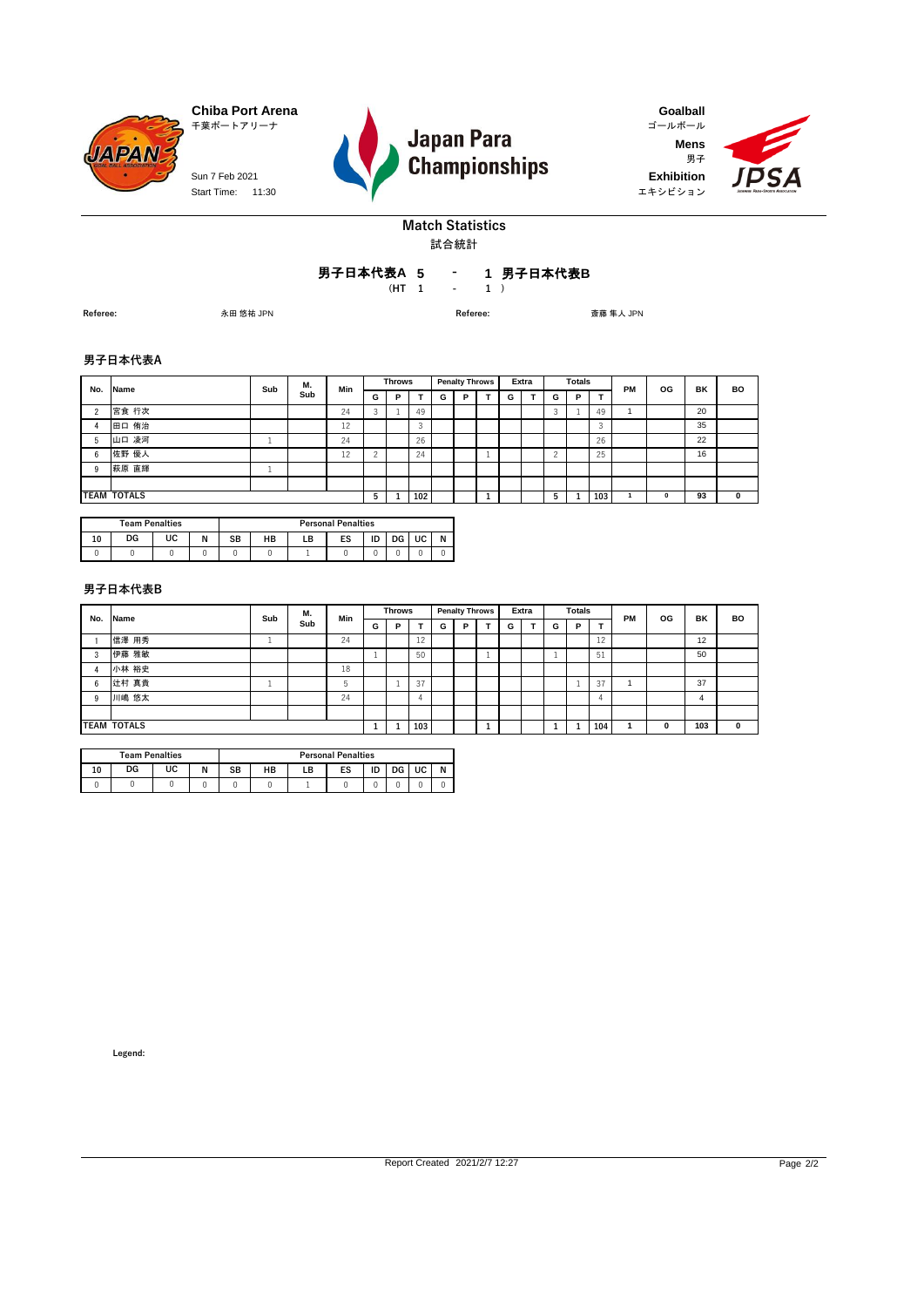**Chiba Port Arena**
千葉ポートアリーナ

Sun 7 Feb 2021
Start Time: 11:30

**Japan Para Championships**

**Goalball**
ゴールボール
**Mens**
男子
**Exhibition**
エキシビション

## Match Statistics
試合統計

**男子日本代表A 5 - 1 男子日本代表B**
**(HT 1 - 1 )**

**Referee:** 永田 悠祐 JPN
**Referee:** 斎藤 隼人 JPN

### 男子日本代表A

| No. | Name | Sub | M. Sub | Min | Throws | | | Penalty Throws | | | Extra | | Totals | | | PM | OG | BK | BO |
|---|---|---|---|---|---|---|---|---|---|---|---|---|---|---|---|---|---|---|---|
| | | | | | G | P | T | G | P | T | G | T | G | P | T | | | | |
| 2 | 宮食 行次 | | | 24 | 3 | 1 | 49 | | | | | | 3 | 1 | 49 | 1 | | 20 | |
| 4 | 田口 侑治 | | | 12 | | | 3 | | | | | | | | 3 | | | 35 | |
| 5 | 山口 凌河 | 1 | | 24 | | | 26 | | | | | | | | 26 | | | 22 | |
| 6 | 佐野 優人 | | | 12 | 2 | | 24 | | | 1 | | | 2 | | 25 | | | 16 | |
| 9 | 萩原 直輝 | 1 | | | | | | | | | | | | | | | | | |
| TEAM | TOTALS | | | | 5 | 1 | 102 | | | 1 | | | 5 | 1 | 103 | 1 | 0 | 93 | 0 |

| Team Penalties | | | | Personal Penalties | | | | | | | |
|---|---|---|---|---|---|---|---|---|---|---|---|
| 10 | DG | UC | N | SB | HB | LB | ES | ID | DG | UC | N |
| 0 | 0 | 0 | 0 | 0 | 0 | 1 | 0 | 0 | 0 | 0 | 0 |

### 男子日本代表B

| No. | Name | Sub | M. Sub | Min | Throws | | | Penalty Throws | | | Extra | | Totals | | | PM | OG | BK | BO |
|---|---|---|---|---|---|---|---|---|---|---|---|---|---|---|---|---|---|---|---|
| | | | | | G | P | T | G | P | T | G | T | G | P | T | | | | |
| 1 | 信澤 用秀 | 1 | | 24 | | | 12 | | | | | | | | 12 | | | 12 | |
| 3 | 伊藤 雅敏 | | | | 1 | | 50 | | | 1 | | | 1 | | 51 | | | 50 | |
| 4 | 小林 裕史 | | | 18 | | | | | | | | | | | | | | | |
| 6 | 辻村 真貴 | 1 | | 5 | | 1 | 37 | | | | | | | 1 | 37 | 1 | | 37 | |
| 9 | 川嶋 悠太 | | | 24 | | | 4 | | | | | | | | 4 | | | 4 | |
| TEAM | TOTALS | | | | 1 | 1 | 103 | | | 1 | | | 1 | 1 | 104 | 1 | 0 | 103 | 0 |

| Team Penalties | | | | Personal Penalties | | | | | | | |
|---|---|---|---|---|---|---|---|---|---|---|---|
| 10 | DG | UC | N | SB | HB | LB | ES | ID | DG | UC | N |
| 0 | 0 | 0 | 0 | 0 | 0 | 1 | 0 | 0 | 0 | 0 | 0 |

**Legend:**

Report Created 2021/2/7 12:27